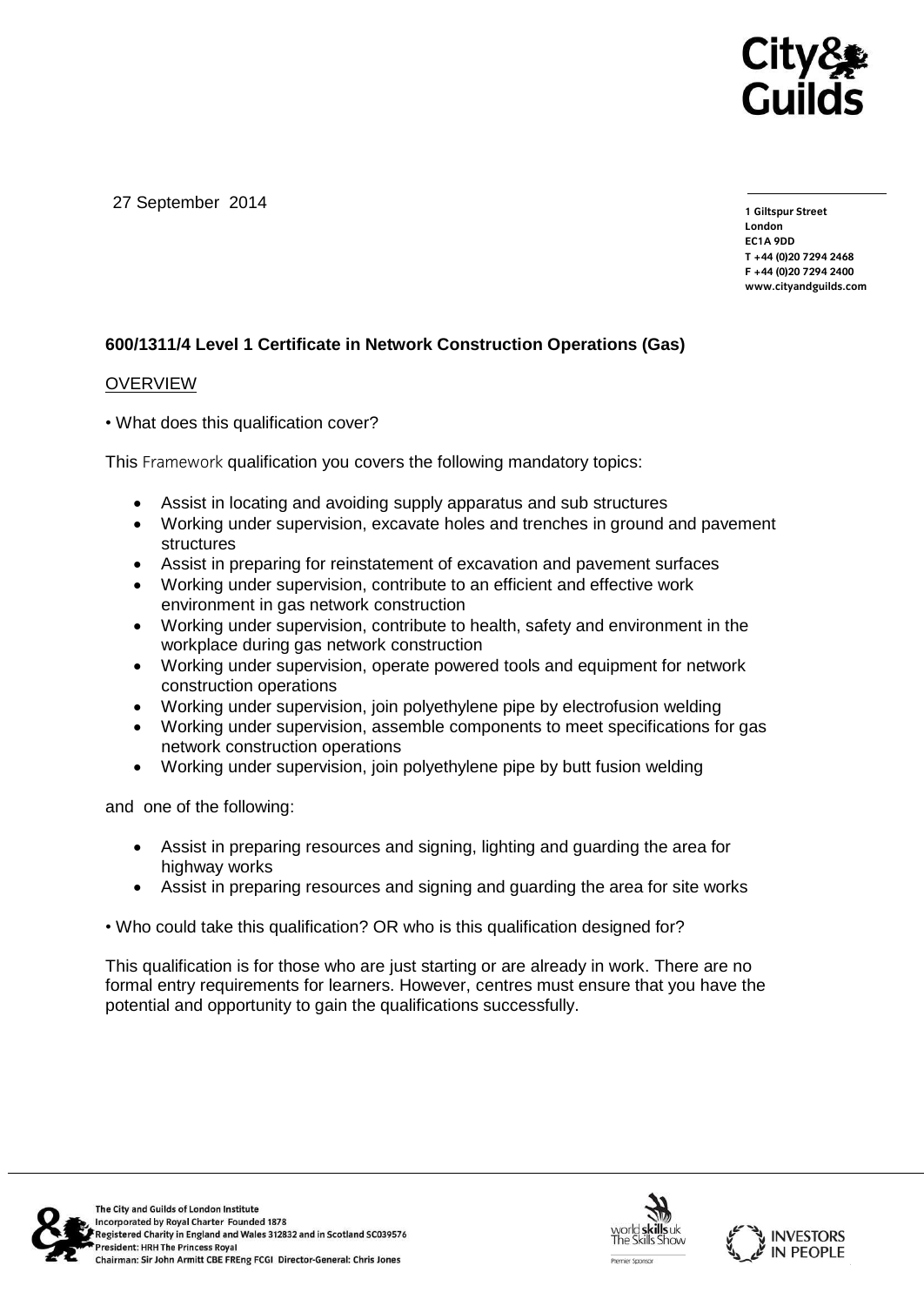27 September 2014

**1 Giltspur Street**
**London**
**EC1A 9DD**
**T +44 (0)20 7294 2468**
**F +44 (0)20 7294 2400**
**www.cityandguilds.com**

**600/1311/4 Level 1 Certificate in Network Construction Operations (Gas)**

OVERVIEW

• What does this qualification cover?

This Framework qualification you covers the following mandatory topics:

- Assist in locating and avoiding supply apparatus and sub structures
- Working under supervision, excavate holes and trenches in ground and pavement structures
- Assist in preparing for reinstatement of excavation and pavement surfaces
- Working under supervision, contribute to an efficient and effective work environment in gas network construction
- Working under supervision, contribute to health, safety and environment in the workplace during gas network construction
- Working under supervision, operate powered tools and equipment for network construction operations
- Working under supervision, join polyethylene pipe by electrofusion welding
- Working under supervision, assemble components to meet specifications for gas network construction operations
- Working under supervision, join polyethylene pipe by butt fusion welding

and one of the following:

- Assist in preparing resources and signing, lighting and guarding the area for highway works
- Assist in preparing resources and signing and guarding the area for site works

• Who could take this qualification? OR who is this qualification designed for?

This qualification is for those who are just starting or are already in work. There are no formal entry requirements for learners. However, centres must ensure that you have the potential and opportunity to gain the qualifications successfully.

The City and Guilds of London Institute
Incorporated by Royal Charter Founded 1878
Registered Charity in England and Wales 312832 and in Scotland SC039576
President: HRH The Princess Royal
Chairman: Sir John Armitt CBE FREng FCGI Director-General: Chris Jones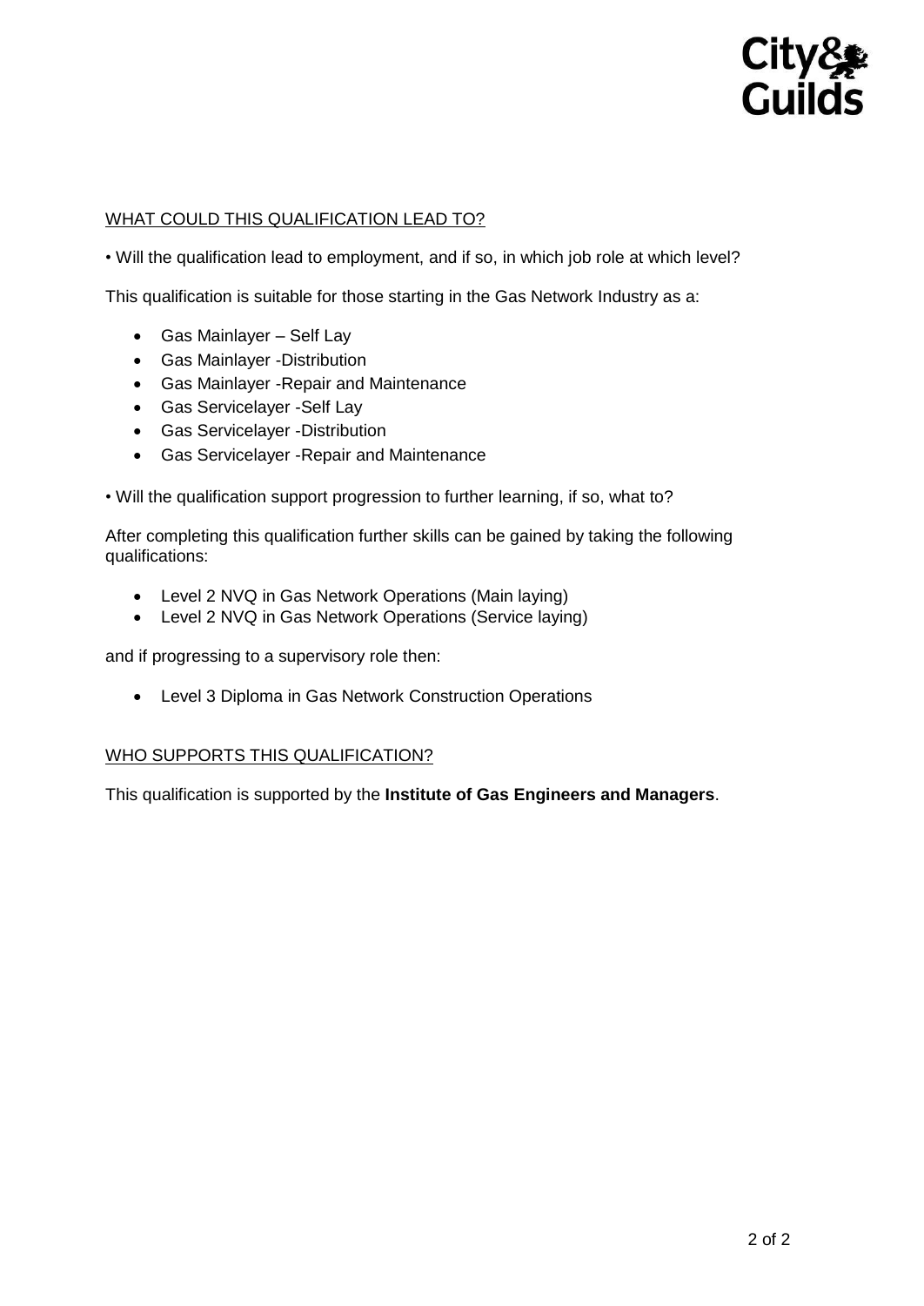## WHAT COULD THIS QUALIFICATION LEAD TO?

• Will the qualification lead to employment, and if so, in which job role at which level?

This qualification is suitable for those starting in the Gas Network Industry as a:

- Gas Mainlayer – Self Lay
- Gas Mainlayer -Distribution
- Gas Mainlayer -Repair and Maintenance
- Gas Servicelayer -Self Lay
- Gas Servicelayer -Distribution
- Gas Servicelayer -Repair and Maintenance

• Will the qualification support progression to further learning, if so, what to?

After completing this qualification further skills can be gained by taking the following qualifications:

- Level 2 NVQ in Gas Network Operations (Main laying)
- Level 2 NVQ in Gas Network Operations (Service laying)

and if progressing to a supervisory role then:

- Level 3 Diploma in Gas Network Construction Operations

## WHO SUPPORTS THIS QUALIFICATION?

This qualification is supported by the **Institute of Gas Engineers and Managers**.